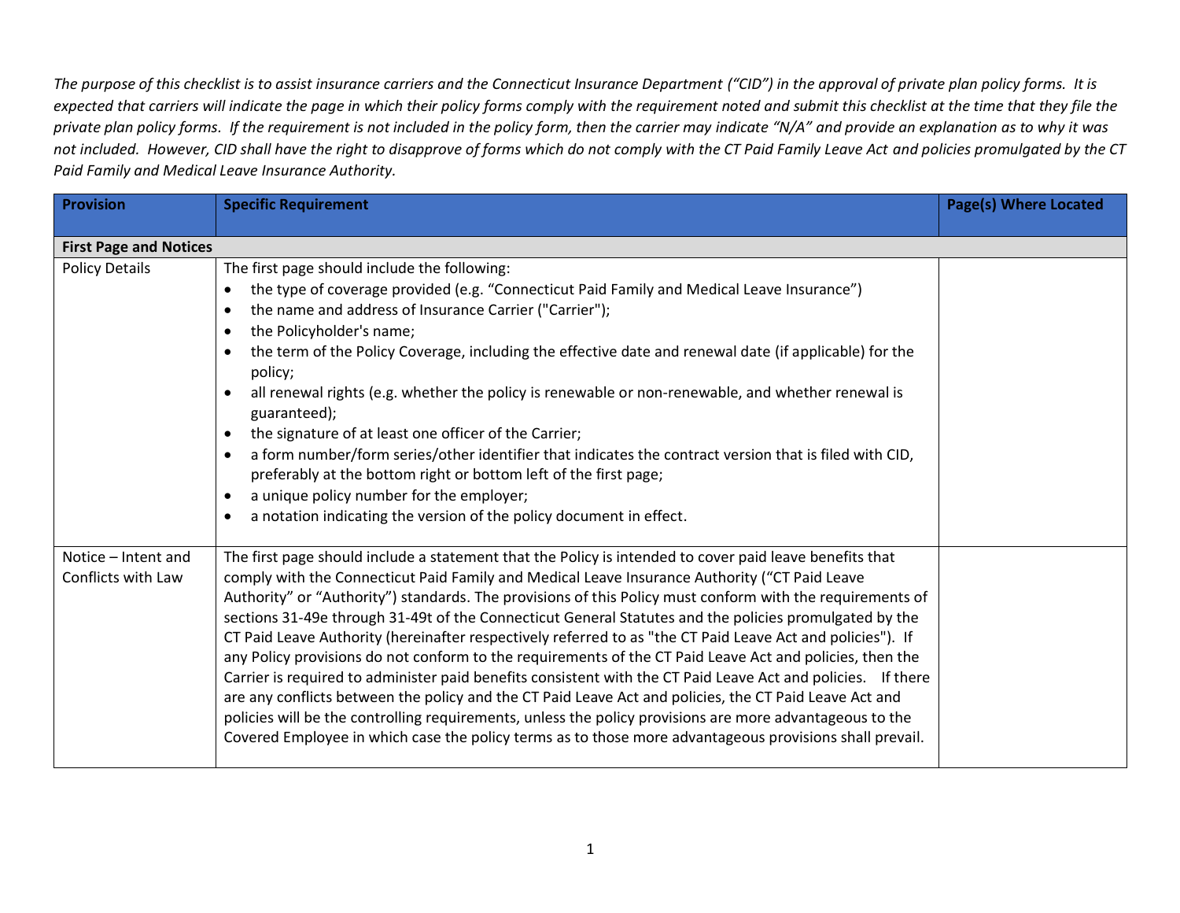*The purpose of this checklist is to assist insurance carriers and the Connecticut Insurance Department ("CID") in the approval of private plan policy forms. It is expected that carriers will indicate the page in which their policy forms comply with the requirement noted and submit this checklist at the time that they file the private plan policy forms. If the requirement is not included in the policy form, then the carrier may indicate "N/A" and provide an explanation as to why it was not included. However, CID shall have the right to disapprove of forms which do not comply with the CT Paid Family Leave Act and policies promulgated by the CT Paid Family and Medical Leave Insurance Authority.*

| Provision | Specific Requirement | Page(s) Where Located |
|---|---|---|
| **First Page and Notices** | | |
| Policy Details | The first page should include the following:<br>• the type of coverage provided (e.g. "Connecticut Paid Family and Medical Leave Insurance")<br>• the name and address of Insurance Carrier ("Carrier");<br>• the Policyholder's name;<br>• the term of the Policy Coverage, including the effective date and renewal date (if applicable) for the policy;<br>• all renewal rights (e.g. whether the policy is renewable or non-renewable, and whether renewal is guaranteed);<br>• the signature of at least one officer of the Carrier;<br>• a form number/form series/other identifier that indicates the contract version that is filed with CID, preferably at the bottom right or bottom left of the first page;<br>• a unique policy number for the employer;<br>• a notation indicating the version of the policy document in effect. | |
| Notice – Intent and Conflicts with Law | The first page should include a statement that the Policy is intended to cover paid leave benefits that comply with the Connecticut Paid Family and Medical Leave Insurance Authority ("CT Paid Leave Authority" or "Authority") standards. The provisions of this Policy must conform with the requirements of sections 31-49e through 31-49t of the Connecticut General Statutes and the policies promulgated by the CT Paid Leave Authority (hereinafter respectively referred to as "the CT Paid Leave Act and policies"). If any Policy provisions do not conform to the requirements of the CT Paid Leave Act and policies, then the Carrier is required to administer paid benefits consistent with the CT Paid Leave Act and policies. If there are any conflicts between the policy and the CT Paid Leave Act and policies, the CT Paid Leave Act and policies will be the controlling requirements, unless the policy provisions are more advantageous to the Covered Employee in which case the policy terms as to those more advantageous provisions shall prevail. | |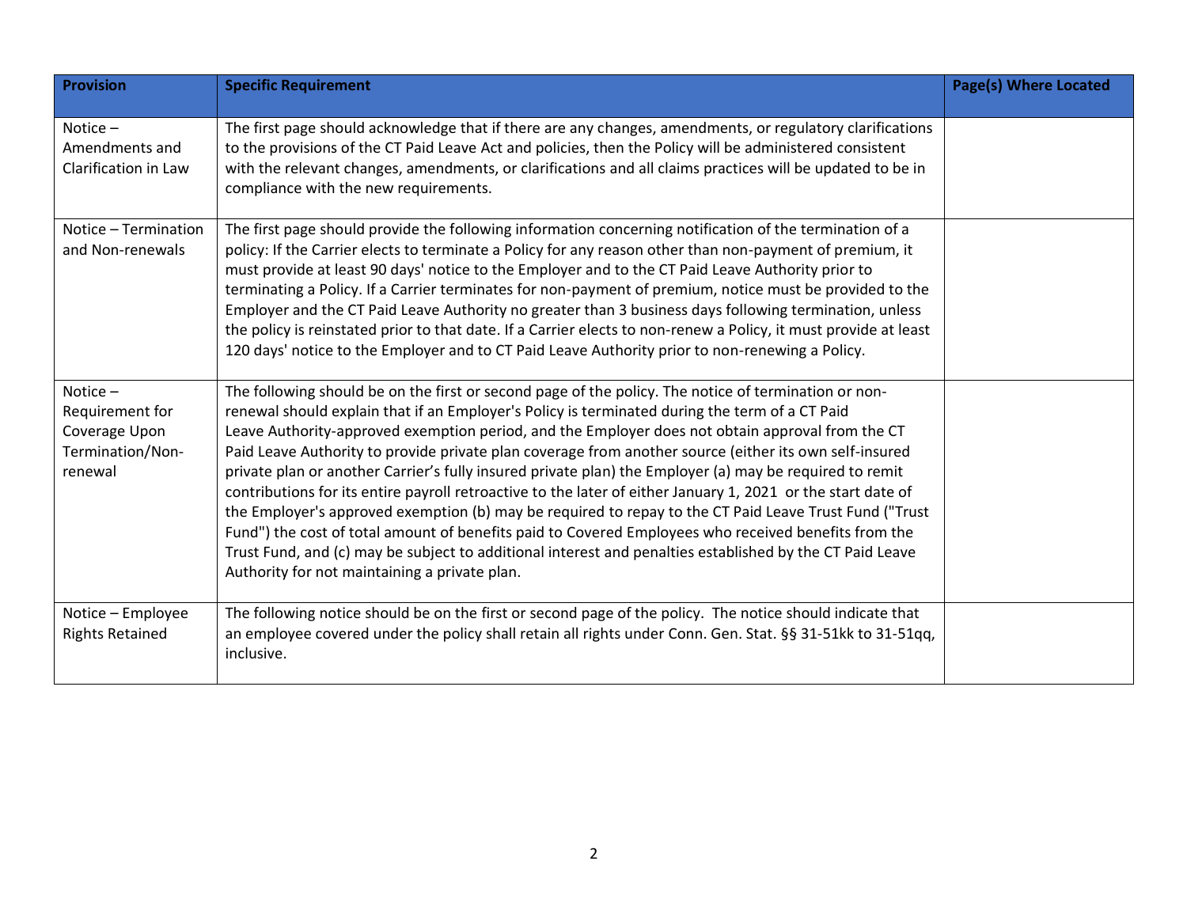| Provision | Specific Requirement | Page(s) Where Located |
|---|---|---|
| Notice – Amendments and Clarification in Law | The first page should acknowledge that if there are any changes, amendments, or regulatory clarifications to the provisions of the CT Paid Leave Act and policies, then the Policy will be administered consistent with the relevant changes, amendments, or clarifications and all claims practices will be updated to be in compliance with the new requirements. | |
| Notice – Termination and Non-renewals | The first page should provide the following information concerning notification of the termination of a policy: If the Carrier elects to terminate a Policy for any reason other than non-payment of premium, it must provide at least 90 days' notice to the Employer and to the CT Paid Leave Authority prior to terminating a Policy. If a Carrier terminates for non-payment of premium, notice must be provided to the Employer and the CT Paid Leave Authority no greater than 3 business days following termination, unless the policy is reinstated prior to that date. If a Carrier elects to non-renew a Policy, it must provide at least 120 days' notice to the Employer and to CT Paid Leave Authority prior to non-renewing a Policy. | |
| Notice – Requirement for Coverage Upon Termination/Non-renewal | The following should be on the first or second page of the policy. The notice of termination or non-renewal should explain that if an Employer's Policy is terminated during the term of a CT Paid Leave Authority-approved exemption period, and the Employer does not obtain approval from the CT Paid Leave Authority to provide private plan coverage from another source (either its own self-insured private plan or another Carrier's fully insured private plan) the Employer (a) may be required to remit contributions for its entire payroll retroactive to the later of either January 1, 2021 or the start date of the Employer's approved exemption (b) may be required to repay to the CT Paid Leave Trust Fund ("Trust Fund") the cost of total amount of benefits paid to Covered Employees who received benefits from the Trust Fund, and (c) may be subject to additional interest and penalties established by the CT Paid Leave Authority for not maintaining a private plan. | |
| Notice – Employee Rights Retained | The following notice should be on the first or second page of the policy. The notice should indicate that an employee covered under the policy shall retain all rights under Conn. Gen. Stat. §§ 31-51kk to 31-51qq, inclusive. | |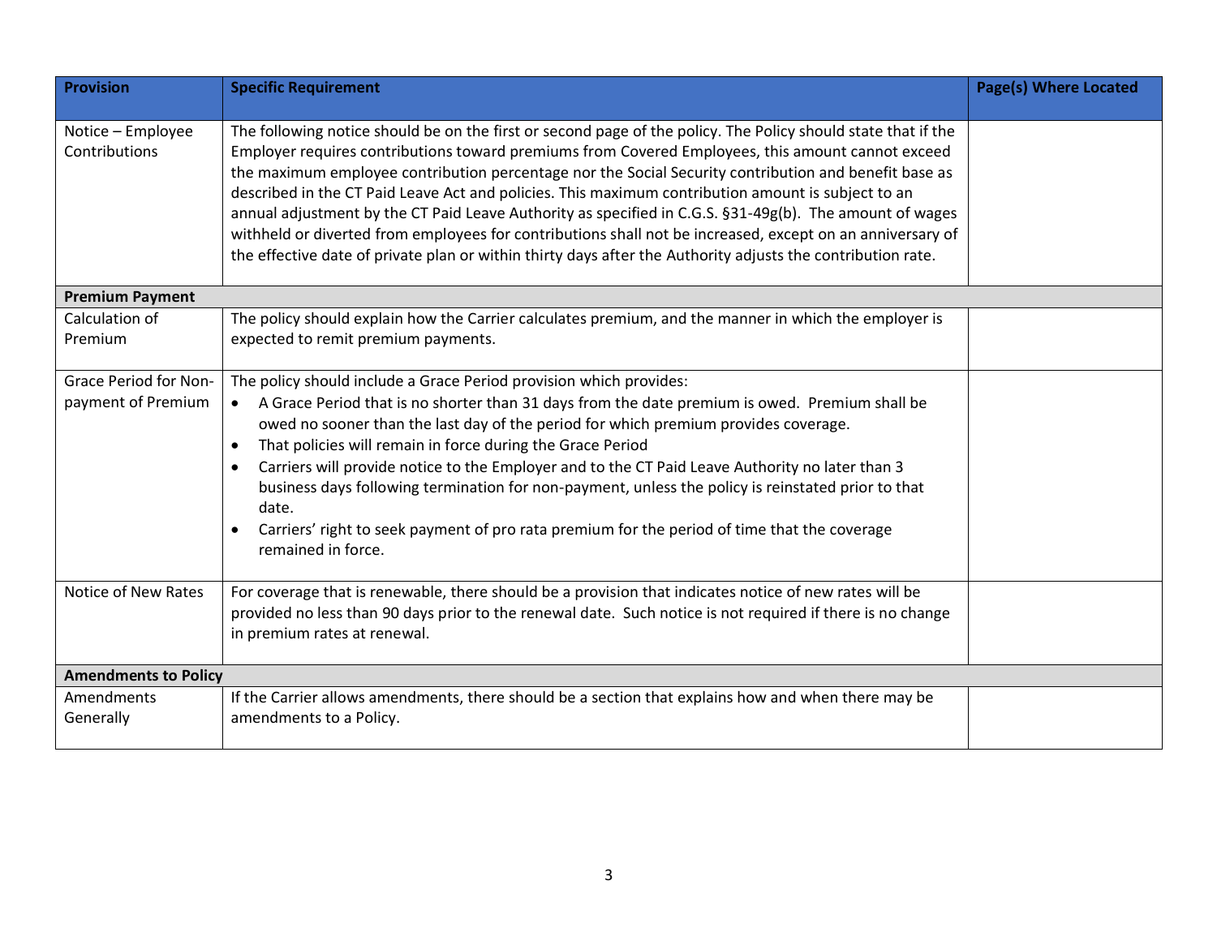| Provision | Specific Requirement | Page(s) Where Located |
|---|---|---|
| Notice – Employee Contributions | The following notice should be on the first or second page of the policy. The Policy should state that if the Employer requires contributions toward premiums from Covered Employees, this amount cannot exceed the maximum employee contribution percentage nor the Social Security contribution and benefit base as described in the CT Paid Leave Act and policies. This maximum contribution amount is subject to an annual adjustment by the CT Paid Leave Authority as specified in C.G.S. §31-49g(b). The amount of wages withheld or diverted from employees for contributions shall not be increased, except on an anniversary of the effective date of private plan or within thirty days after the Authority adjusts the contribution rate. | |
| **Premium Payment** | | |
| Calculation of Premium | The policy should explain how the Carrier calculates premium, and the manner in which the employer is expected to remit premium payments. | |
| Grace Period for Non-payment of Premium | The policy should include a Grace Period provision which provides:<br>• A Grace Period that is no shorter than 31 days from the date premium is owed. Premium shall be owed no sooner than the last day of the period for which premium provides coverage.<br>• That policies will remain in force during the Grace Period<br>• Carriers will provide notice to the Employer and to the CT Paid Leave Authority no later than 3 business days following termination for non-payment, unless the policy is reinstated prior to that date.<br>• Carriers' right to seek payment of pro rata premium for the period of time that the coverage remained in force. | |
| Notice of New Rates | For coverage that is renewable, there should be a provision that indicates notice of new rates will be provided no less than 90 days prior to the renewal date. Such notice is not required if there is no change in premium rates at renewal. | |
| **Amendments to Policy** | | |
| Amendments Generally | If the Carrier allows amendments, there should be a section that explains how and when there may be amendments to a Policy. | |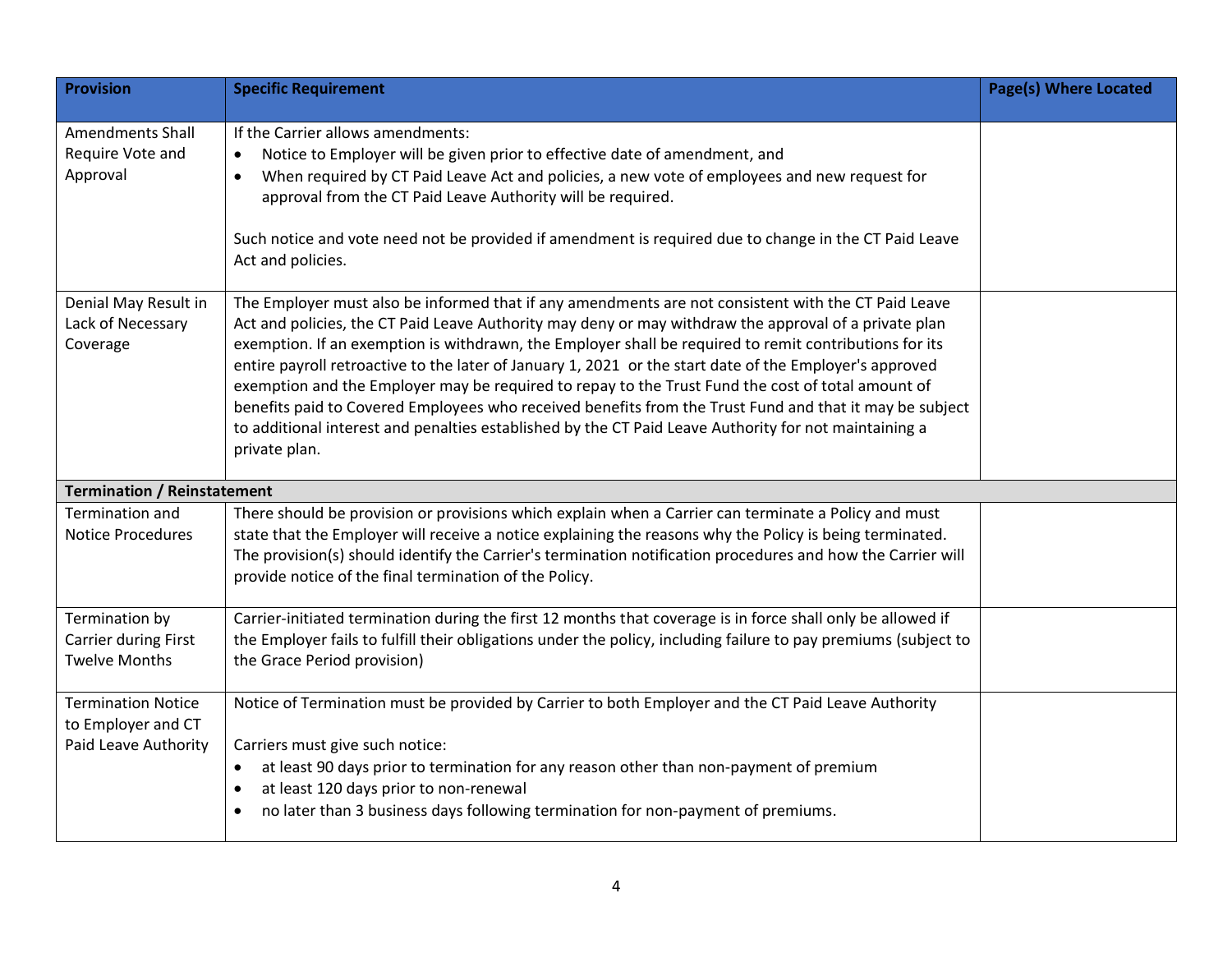| Provision | Specific Requirement | Page(s) Where Located |
| --- | --- | --- |
| Amendments Shall Require Vote and Approval | If the Carrier allows amendments:<br>• Notice to Employer will be given prior to effective date of amendment, and<br>• When required by CT Paid Leave Act and policies, a new vote of employees and new request for approval from the CT Paid Leave Authority will be required.<br><br>Such notice and vote need not be provided if amendment is required due to change in the CT Paid Leave Act and policies. | |
| Denial May Result in Lack of Necessary Coverage | The Employer must also be informed that if any amendments are not consistent with the CT Paid Leave Act and policies, the CT Paid Leave Authority may deny or may withdraw the approval of a private plan exemption. If an exemption is withdrawn, the Employer shall be required to remit contributions for its entire payroll retroactive to the later of January 1, 2021 or the start date of the Employer's approved exemption and the Employer may be required to repay to the Trust Fund the cost of total amount of benefits paid to Covered Employees who received benefits from the Trust Fund and that it may be subject to additional interest and penalties established by the CT Paid Leave Authority for not maintaining a private plan. | |
| **Termination / Reinstatement** | | |
| Termination and Notice Procedures | There should be provision or provisions which explain when a Carrier can terminate a Policy and must state that the Employer will receive a notice explaining the reasons why the Policy is being terminated. The provision(s) should identify the Carrier's termination notification procedures and how the Carrier will provide notice of the final termination of the Policy. | |
| Termination by Carrier during First Twelve Months | Carrier-initiated termination during the first 12 months that coverage is in force shall only be allowed if the Employer fails to fulfill their obligations under the policy, including failure to pay premiums (subject to the Grace Period provision) | |
| Termination Notice to Employer and CT Paid Leave Authority | Notice of Termination must be provided by Carrier to both Employer and the CT Paid Leave Authority<br><br>Carriers must give such notice:<br>• at least 90 days prior to termination for any reason other than non-payment of premium<br>• at least 120 days prior to non-renewal<br>• no later than 3 business days following termination for non-payment of premiums. | |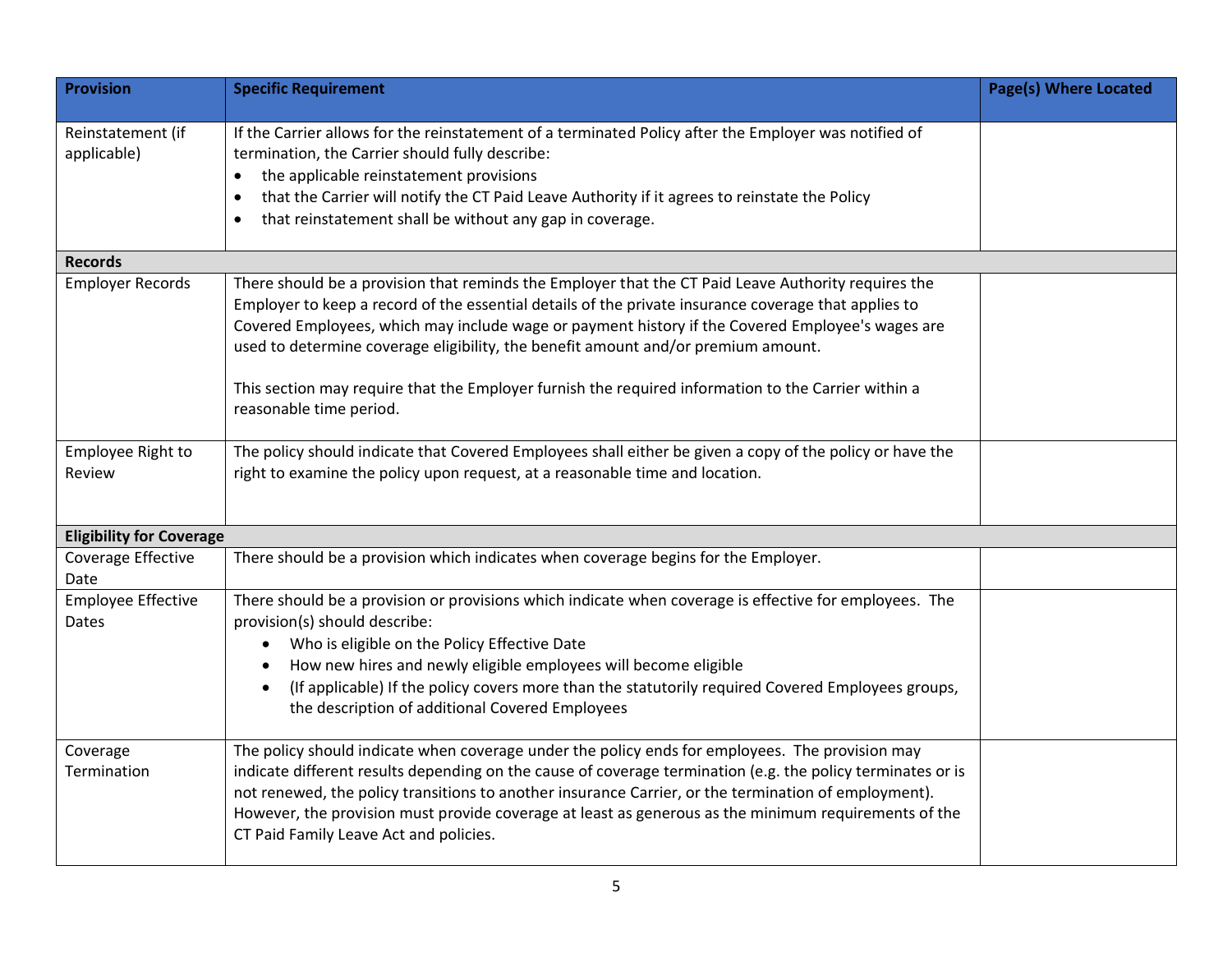| Provision | Specific Requirement | Page(s) Where Located |
|---|---|---|
| Reinstatement (if applicable) | If the Carrier allows for the reinstatement of a terminated Policy after the Employer was notified of termination, the Carrier should fully describe:<br>• the applicable reinstatement provisions<br>• that the Carrier will notify the CT Paid Leave Authority if it agrees to reinstate the Policy<br>• that reinstatement shall be without any gap in coverage. | |
| **Records** | | |
| Employer Records | There should be a provision that reminds the Employer that the CT Paid Leave Authority requires the Employer to keep a record of the essential details of the private insurance coverage that applies to Covered Employees, which may include wage or payment history if the Covered Employee's wages are used to determine coverage eligibility, the benefit amount and/or premium amount.<br><br>This section may require that the Employer furnish the required information to the Carrier within a reasonable time period. | |
| Employee Right to Review | The policy should indicate that Covered Employees shall either be given a copy of the policy or have the right to examine the policy upon request, at a reasonable time and location. | |
| **Eligibility for Coverage** | | |
| Coverage Effective Date | There should be a provision which indicates when coverage begins for the Employer. | |
| Employee Effective Dates | There should be a provision or provisions which indicate when coverage is effective for employees. The provision(s) should describe:<br>• Who is eligible on the Policy Effective Date<br>• How new hires and newly eligible employees will become eligible<br>• (If applicable) If the policy covers more than the statutorily required Covered Employees groups, the description of additional Covered Employees | |
| Coverage Termination | The policy should indicate when coverage under the policy ends for employees. The provision may indicate different results depending on the cause of coverage termination (e.g. the policy terminates or is not renewed, the policy transitions to another insurance Carrier, or the termination of employment). However, the provision must provide coverage at least as generous as the minimum requirements of the CT Paid Family Leave Act and policies. | |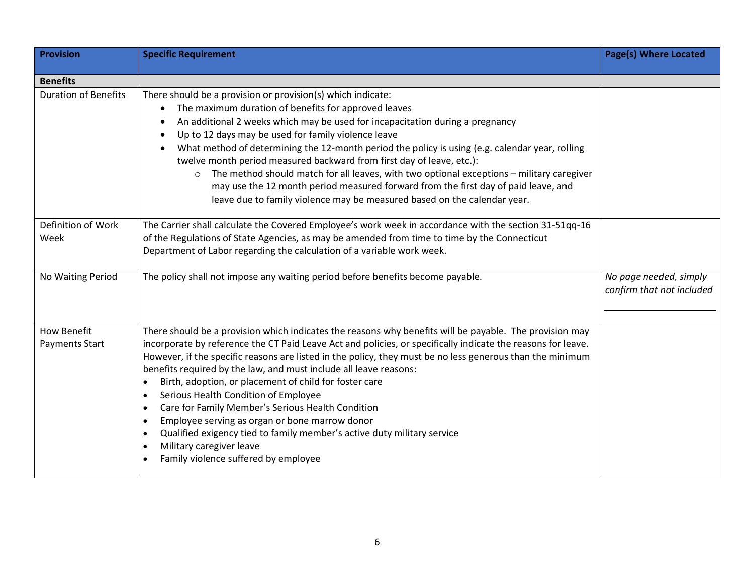| Provision | Specific Requirement | Page(s) Where Located |
| --- | --- | --- |
| **Benefits** | | |
| Duration of Benefits | There should be a provision or provision(s) which indicate:<br>• The maximum duration of benefits for approved leaves<br>• An additional 2 weeks which may be used for incapacitation during a pregnancy<br>• Up to 12 days may be used for family violence leave<br>• What method of determining the 12-month period the policy is using (e.g. calendar year, rolling twelve month period measured backward from first day of leave, etc.):<br>  ○ The method should match for all leaves, with two optional exceptions – military caregiver may use the 12 month period measured forward from the first day of paid leave, and leave due to family violence may be measured based on the calendar year. | |
| Definition of Work Week | The Carrier shall calculate the Covered Employee's work week in accordance with the section 31-51qq-16 of the Regulations of State Agencies, as may be amended from time to time by the Connecticut Department of Labor regarding the calculation of a variable work week. | |
| No Waiting Period | The policy shall not impose any waiting period before benefits become payable. | *No page needed, simply confirm that not included*<br>\_\_\_\_\_\_\_\_\_\_\_\_\_\_\_\_ |
| How Benefit Payments Start | There should be a provision which indicates the reasons why benefits will be payable. The provision may incorporate by reference the CT Paid Leave Act and policies, or specifically indicate the reasons for leave. However, if the specific reasons are listed in the policy, they must be no less generous than the minimum benefits required by the law, and must include all leave reasons:<br>• Birth, adoption, or placement of child for foster care<br>• Serious Health Condition of Employee<br>• Care for Family Member's Serious Health Condition<br>• Employee serving as organ or bone marrow donor<br>• Qualified exigency tied to family member's active duty military service<br>• Military caregiver leave<br>• Family violence suffered by employee | |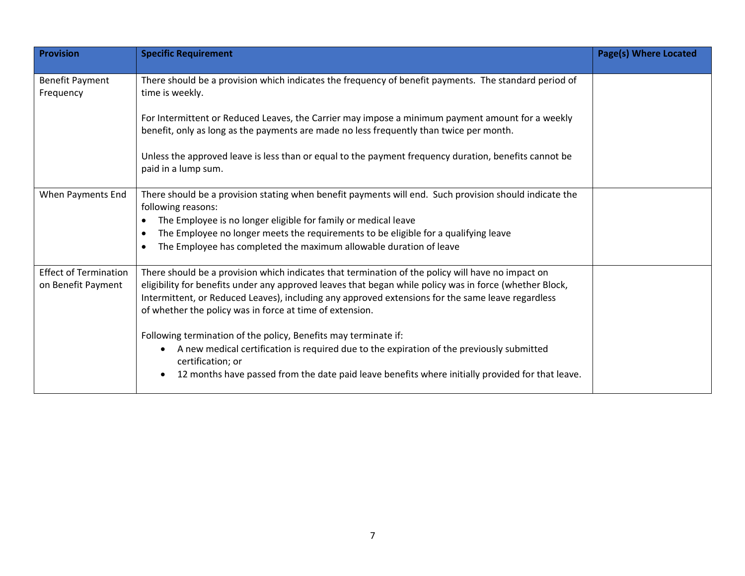| Provision | Specific Requirement | Page(s) Where Located |
|---|---|---|
| Benefit Payment Frequency | There should be a provision which indicates the frequency of benefit payments. The standard period of time is weekly.<br><br>For Intermittent or Reduced Leaves, the Carrier may impose a minimum payment amount for a weekly benefit, only as long as the payments are made no less frequently than twice per month.<br><br>Unless the approved leave is less than or equal to the payment frequency duration, benefits cannot be paid in a lump sum. | |
| When Payments End | There should be a provision stating when benefit payments will end. Such provision should indicate the following reasons:<br>• The Employee is no longer eligible for family or medical leave<br>• The Employee no longer meets the requirements to be eligible for a qualifying leave<br>• The Employee has completed the maximum allowable duration of leave | |
| Effect of Termination on Benefit Payment | There should be a provision which indicates that termination of the policy will have no impact on eligibility for benefits under any approved leaves that began while policy was in force (whether Block, Intermittent, or Reduced Leaves), including any approved extensions for the same leave regardless of whether the policy was in force at time of extension.<br><br>Following termination of the policy, Benefits may terminate if:<br>• A new medical certification is required due to the expiration of the previously submitted certification; or<br>• 12 months have passed from the date paid leave benefits where initially provided for that leave. | |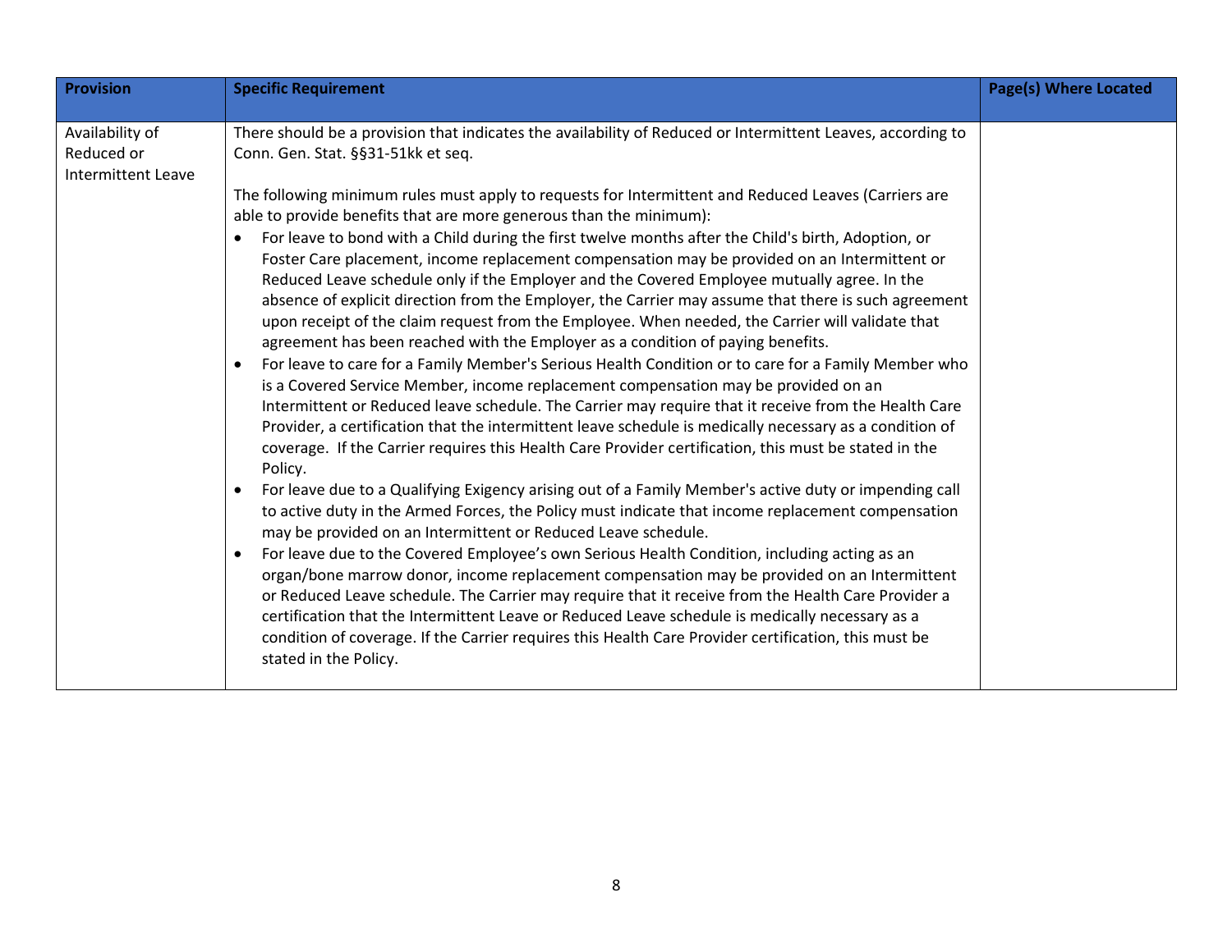| Provision | Specific Requirement | Page(s) Where Located |
|---|---|---|
| Availability of Reduced or Intermittent Leave | There should be a provision that indicates the availability of Reduced or Intermittent Leaves, according to Conn. Gen. Stat. §§31-51kk et seq.<br><br>The following minimum rules must apply to requests for Intermittent and Reduced Leaves (Carriers are able to provide benefits that are more generous than the minimum):<br>• For leave to bond with a Child during the first twelve months after the Child's birth, Adoption, or Foster Care placement, income replacement compensation may be provided on an Intermittent or Reduced Leave schedule only if the Employer and the Covered Employee mutually agree. In the absence of explicit direction from the Employer, the Carrier may assume that there is such agreement upon receipt of the claim request from the Employee. When needed, the Carrier will validate that agreement has been reached with the Employer as a condition of paying benefits.<br>• For leave to care for a Family Member's Serious Health Condition or to care for a Family Member who is a Covered Service Member, income replacement compensation may be provided on an Intermittent or Reduced leave schedule. The Carrier may require that it receive from the Health Care Provider, a certification that the intermittent leave schedule is medically necessary as a condition of coverage. If the Carrier requires this Health Care Provider certification, this must be stated in the Policy.<br>• For leave due to a Qualifying Exigency arising out of a Family Member's active duty or impending call to active duty in the Armed Forces, the Policy must indicate that income replacement compensation may be provided on an Intermittent or Reduced Leave schedule.<br>• For leave due to the Covered Employee's own Serious Health Condition, including acting as an organ/bone marrow donor, income replacement compensation may be provided on an Intermittent or Reduced Leave schedule. The Carrier may require that it receive from the Health Care Provider a certification that the Intermittent Leave or Reduced Leave schedule is medically necessary as a condition of coverage. If the Carrier requires this Health Care Provider certification, this must be stated in the Policy. | |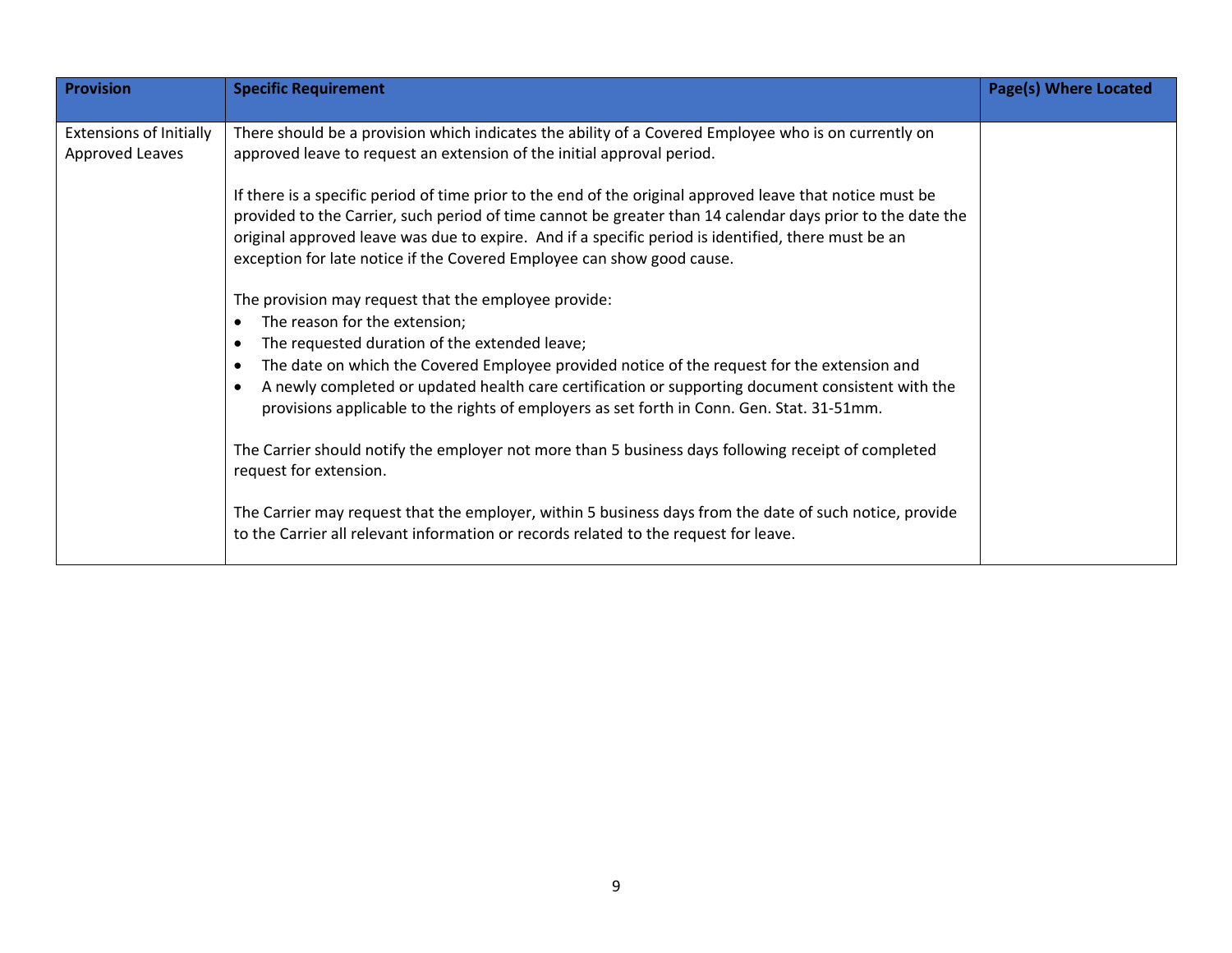| Provision | Specific Requirement | Page(s) Where Located |
|---|---|---|
| Extensions of Initially Approved Leaves | There should be a provision which indicates the ability of a Covered Employee who is on currently on approved leave to request an extension of the initial approval period.<br><br>If there is a specific period of time prior to the end of the original approved leave that notice must be provided to the Carrier, such period of time cannot be greater than 14 calendar days prior to the date the original approved leave was due to expire. And if a specific period is identified, there must be an exception for late notice if the Covered Employee can show good cause.<br><br>The provision may request that the employee provide:<br>• The reason for the extension;<br>• The requested duration of the extended leave;<br>• The date on which the Covered Employee provided notice of the request for the extension and<br>• A newly completed or updated health care certification or supporting document consistent with the provisions applicable to the rights of employers as set forth in Conn. Gen. Stat. 31-51mm.<br><br>The Carrier should notify the employer not more than 5 business days following receipt of completed request for extension.<br><br>The Carrier may request that the employer, within 5 business days from the date of such notice, provide to the Carrier all relevant information or records related to the request for leave. | |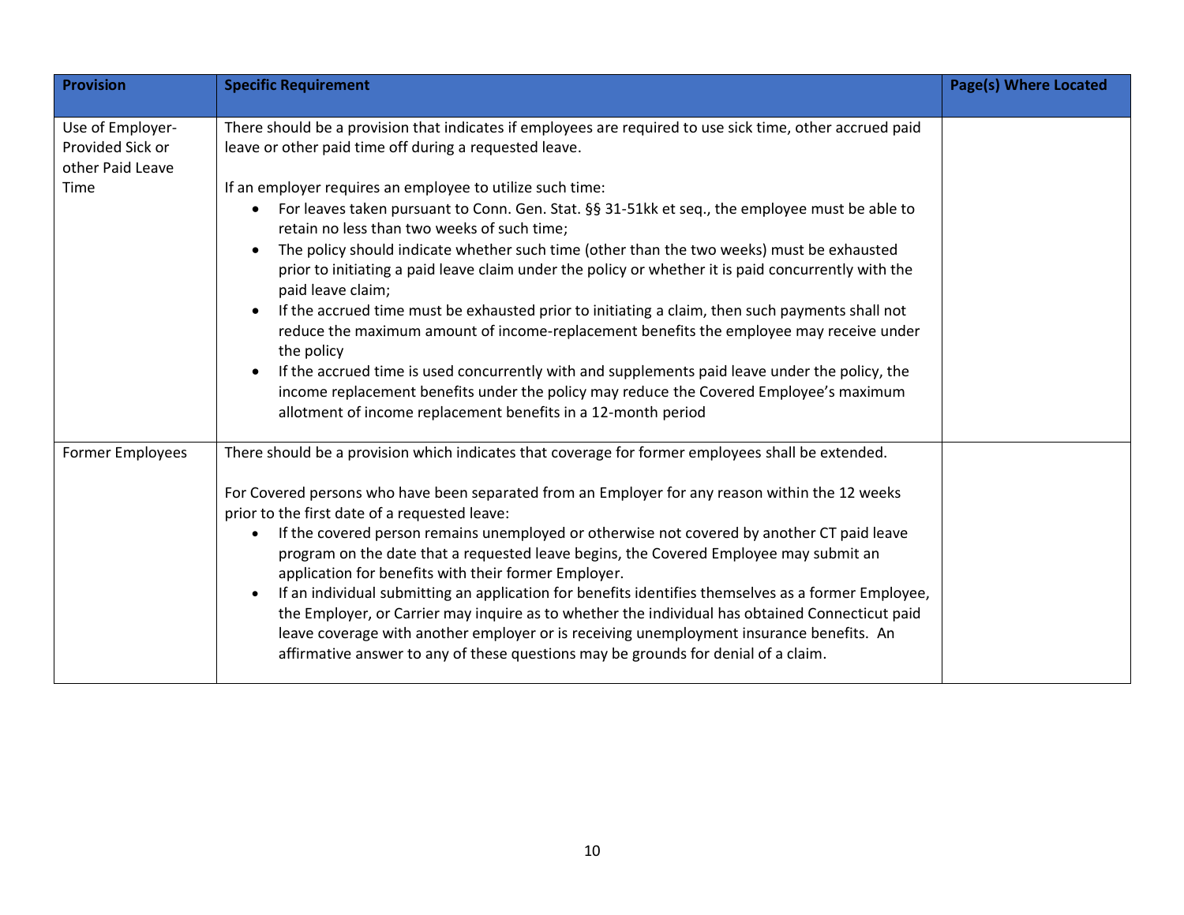| Provision | Specific Requirement | Page(s) Where Located |
|---|---|---|
| Use of Employer-Provided Sick or other Paid Leave Time | There should be a provision that indicates if employees are required to use sick time, other accrued paid leave or other paid time off during a requested leave.<br><br>If an employer requires an employee to utilize such time:<br>• For leaves taken pursuant to Conn. Gen. Stat. §§ 31-51kk et seq., the employee must be able to retain no less than two weeks of such time;<br>• The policy should indicate whether such time (other than the two weeks) must be exhausted prior to initiating a paid leave claim under the policy or whether it is paid concurrently with the paid leave claim;<br>• If the accrued time must be exhausted prior to initiating a claim, then such payments shall not reduce the maximum amount of income-replacement benefits the employee may receive under the policy<br>• If the accrued time is used concurrently with and supplements paid leave under the policy, the income replacement benefits under the policy may reduce the Covered Employee's maximum allotment of income replacement benefits in a 12-month period | |
| Former Employees | There should be a provision which indicates that coverage for former employees shall be extended.<br><br>For Covered persons who have been separated from an Employer for any reason within the 12 weeks prior to the first date of a requested leave:<br>• If the covered person remains unemployed or otherwise not covered by another CT paid leave program on the date that a requested leave begins, the Covered Employee may submit an application for benefits with their former Employer.<br>• If an individual submitting an application for benefits identifies themselves as a former Employee, the Employer, or Carrier may inquire as to whether the individual has obtained Connecticut paid leave coverage with another employer or is receiving unemployment insurance benefits. An affirmative answer to any of these questions may be grounds for denial of a claim. | |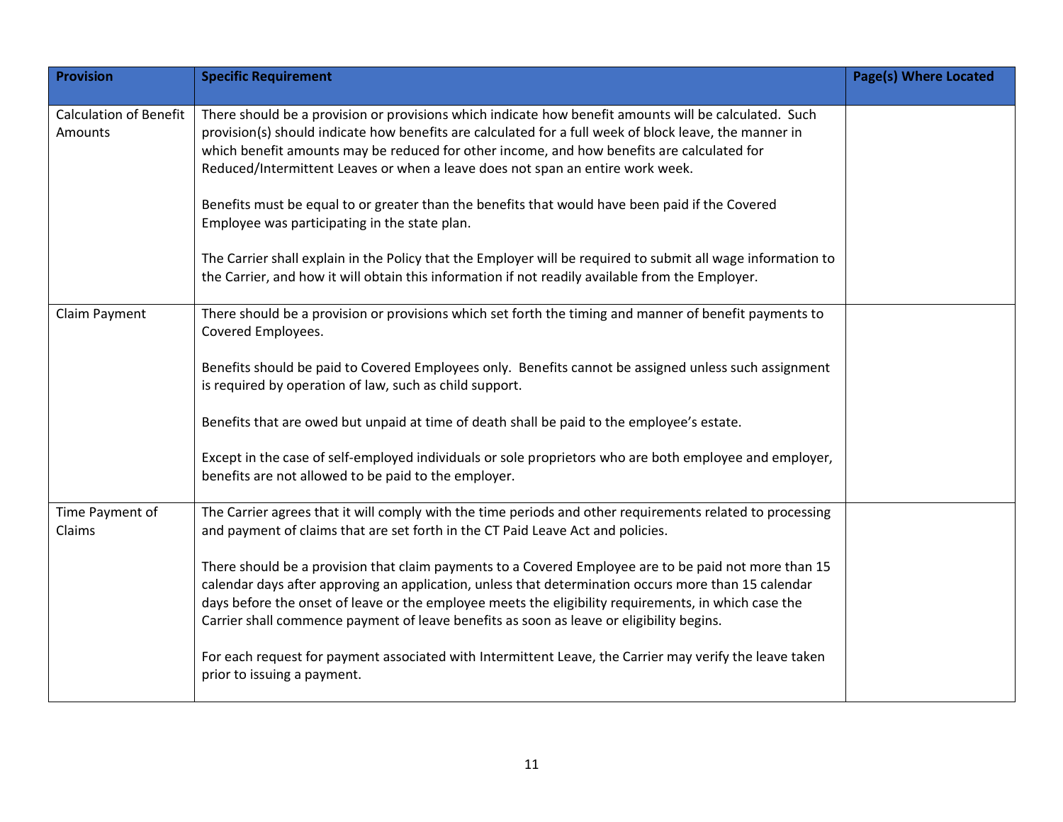| Provision | Specific Requirement | Page(s) Where Located |
|---|---|---|
| Calculation of Benefit Amounts | There should be a provision or provisions which indicate how benefit amounts will be calculated. Such provision(s) should indicate how benefits are calculated for a full week of block leave, the manner in which benefit amounts may be reduced for other income, and how benefits are calculated for Reduced/Intermittent Leaves or when a leave does not span an entire work week.<br><br>Benefits must be equal to or greater than the benefits that would have been paid if the Covered Employee was participating in the state plan.<br><br>The Carrier shall explain in the Policy that the Employer will be required to submit all wage information to the Carrier, and how it will obtain this information if not readily available from the Employer. | |
| Claim Payment | There should be a provision or provisions which set forth the timing and manner of benefit payments to Covered Employees.<br><br>Benefits should be paid to Covered Employees only. Benefits cannot be assigned unless such assignment is required by operation of law, such as child support.<br><br>Benefits that are owed but unpaid at time of death shall be paid to the employee's estate.<br><br>Except in the case of self-employed individuals or sole proprietors who are both employee and employer, benefits are not allowed to be paid to the employer. | |
| Time Payment of Claims | The Carrier agrees that it will comply with the time periods and other requirements related to processing and payment of claims that are set forth in the CT Paid Leave Act and policies.<br><br>There should be a provision that claim payments to a Covered Employee are to be paid not more than 15 calendar days after approving an application, unless that determination occurs more than 15 calendar days before the onset of leave or the employee meets the eligibility requirements, in which case the Carrier shall commence payment of leave benefits as soon as leave or eligibility begins.<br><br>For each request for payment associated with Intermittent Leave, the Carrier may verify the leave taken prior to issuing a payment. | |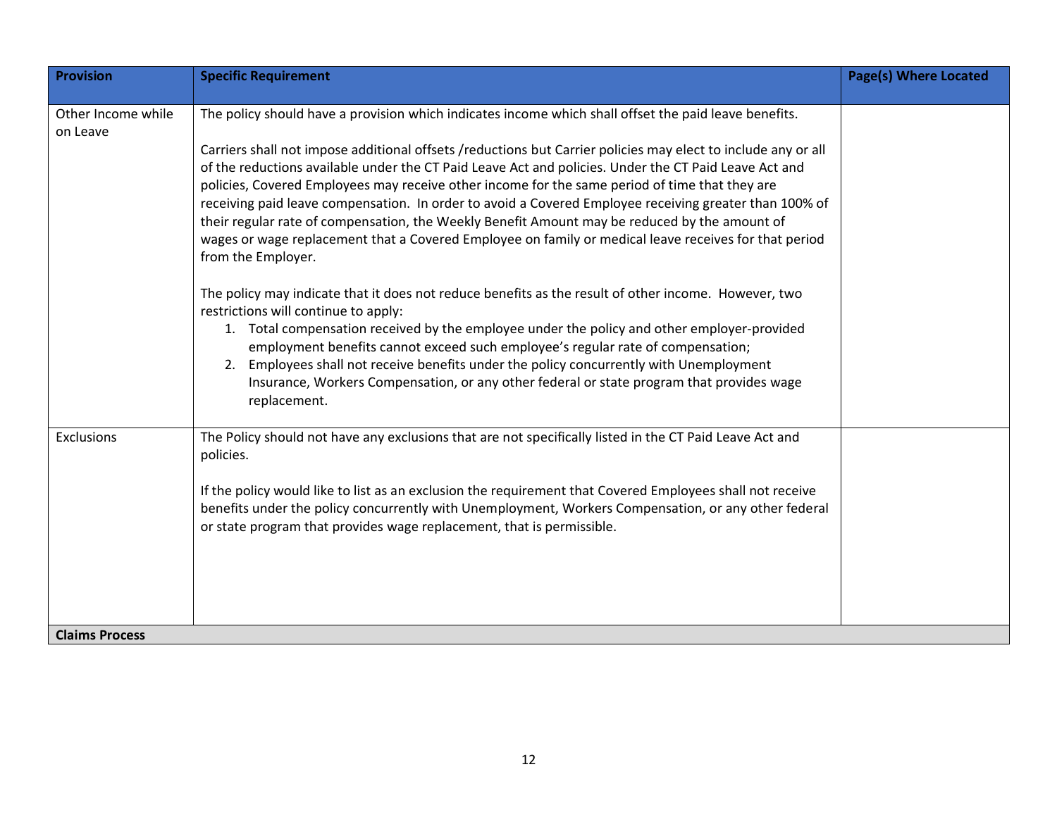| Provision | Specific Requirement | Page(s) Where Located |
|---|---|---|
| Other Income while on Leave | The policy should have a provision which indicates income which shall offset the paid leave benefits.<br><br>Carriers shall not impose additional offsets /reductions but Carrier policies may elect to include any or all of the reductions available under the CT Paid Leave Act and policies. Under the CT Paid Leave Act and policies, Covered Employees may receive other income for the same period of time that they are receiving paid leave compensation. In order to avoid a Covered Employee receiving greater than 100% of their regular rate of compensation, the Weekly Benefit Amount may be reduced by the amount of wages or wage replacement that a Covered Employee on family or medical leave receives for that period from the Employer.<br><br>The policy may indicate that it does not reduce benefits as the result of other income. However, two restrictions will continue to apply:<br>1. Total compensation received by the employee under the policy and other employer-provided employment benefits cannot exceed such employee's regular rate of compensation;<br>2. Employees shall not receive benefits under the policy concurrently with Unemployment Insurance, Workers Compensation, or any other federal or state program that provides wage replacement. | |
| Exclusions | The Policy should not have any exclusions that are not specifically listed in the CT Paid Leave Act and policies.<br><br>If the policy would like to list as an exclusion the requirement that Covered Employees shall not receive benefits under the policy concurrently with Unemployment, Workers Compensation, or any other federal or state program that provides wage replacement, that is permissible. | |
| **Claims Process** | | |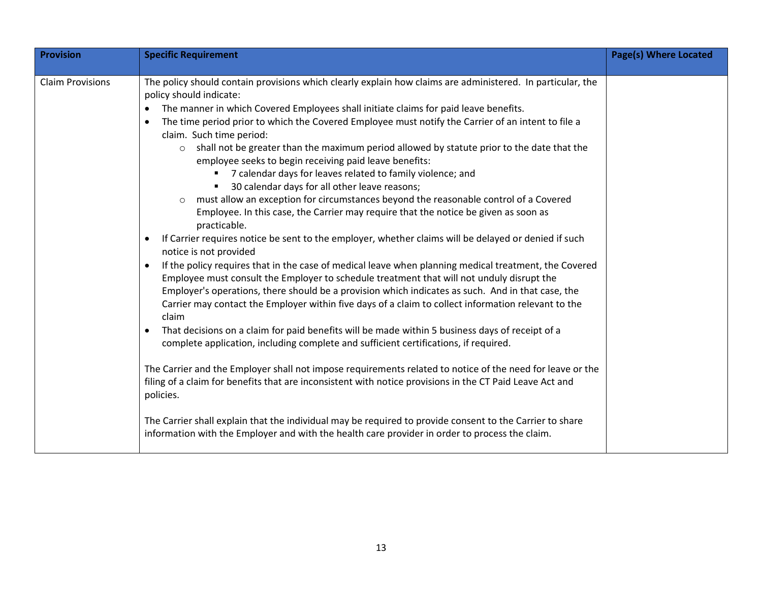| Provision | Specific Requirement | Page(s) Where Located |
|---|---|---|
| Claim Provisions | The policy should contain provisions which clearly explain how claims are administered. In particular, the policy should indicate:<br>• The manner in which Covered Employees shall initiate claims for paid leave benefits.<br>• The time period prior to which the Covered Employee must notify the Carrier of an intent to file a claim. Such time period:<br>&nbsp;&nbsp;&nbsp;&nbsp;○ shall not be greater than the maximum period allowed by statute prior to the date that the employee seeks to begin receiving paid leave benefits:<br>&nbsp;&nbsp;&nbsp;&nbsp;&nbsp;&nbsp;&nbsp;&nbsp;▪ 7 calendar days for leaves related to family violence; and<br>&nbsp;&nbsp;&nbsp;&nbsp;&nbsp;&nbsp;&nbsp;&nbsp;▪ 30 calendar days for all other leave reasons;<br>&nbsp;&nbsp;&nbsp;&nbsp;○ must allow an exception for circumstances beyond the reasonable control of a Covered Employee. In this case, the Carrier may require that the notice be given as soon as practicable.<br>• If Carrier requires notice be sent to the employer, whether claims will be delayed or denied if such notice is not provided<br>• If the policy requires that in the case of medical leave when planning medical treatment, the Covered Employee must consult the Employer to schedule treatment that will not unduly disrupt the Employer's operations, there should be a provision which indicates as such. And in that case, the Carrier may contact the Employer within five days of a claim to collect information relevant to the claim<br>• That decisions on a claim for paid benefits will be made within 5 business days of receipt of a complete application, including complete and sufficient certifications, if required.<br><br>The Carrier and the Employer shall not impose requirements related to notice of the need for leave or the filing of a claim for benefits that are inconsistent with notice provisions in the CT Paid Leave Act and policies.<br><br>The Carrier shall explain that the individual may be required to provide consent to the Carrier to share information with the Employer and with the health care provider in order to process the claim. | |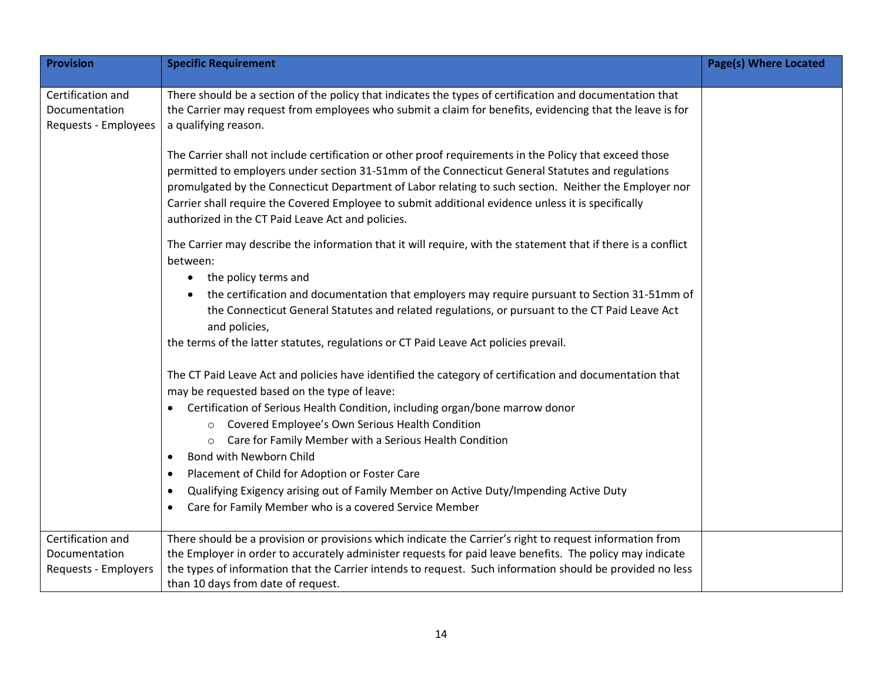| Provision | Specific Requirement | Page(s) Where Located |
|---|---|---|
| Certification and Documentation Requests - Employees | There should be a section of the policy that indicates the types of certification and documentation that the Carrier may request from employees who submit a claim for benefits, evidencing that the leave is for a qualifying reason.<br><br>The Carrier shall not include certification or other proof requirements in the Policy that exceed those permitted to employers under section 31-51mm of the Connecticut General Statutes and regulations promulgated by the Connecticut Department of Labor relating to such section. Neither the Employer nor Carrier shall require the Covered Employee to submit additional evidence unless it is specifically authorized in the CT Paid Leave Act and policies.<br><br>The Carrier may describe the information that it will require, with the statement that if there is a conflict between:<br>• the policy terms and<br>• the certification and documentation that employers may require pursuant to Section 31-51mm of the Connecticut General Statutes and related regulations, or pursuant to the CT Paid Leave Act and policies,<br>the terms of the latter statutes, regulations or CT Paid Leave Act policies prevail.<br><br>The CT Paid Leave Act and policies have identified the category of certification and documentation that may be requested based on the type of leave:<br>• Certification of Serious Health Condition, including organ/bone marrow donor<br>&nbsp;&nbsp;&nbsp;&nbsp;○ Covered Employee's Own Serious Health Condition<br>&nbsp;&nbsp;&nbsp;&nbsp;○ Care for Family Member with a Serious Health Condition<br>• Bond with Newborn Child<br>• Placement of Child for Adoption or Foster Care<br>• Qualifying Exigency arising out of Family Member on Active Duty/Impending Active Duty<br>• Care for Family Member who is a covered Service Member | |
| Certification and Documentation Requests - Employers | There should be a provision or provisions which indicate the Carrier's right to request information from the Employer in order to accurately administer requests for paid leave benefits. The policy may indicate the types of information that the Carrier intends to request. Such information should be provided no less than 10 days from date of request. | |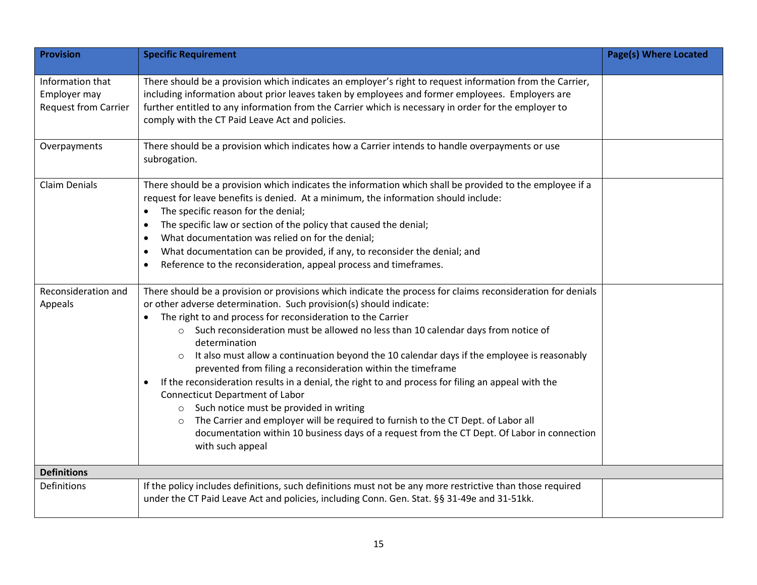| Provision | Specific Requirement | Page(s) Where Located |
|---|---|---|
| Information that Employer may Request from Carrier | There should be a provision which indicates an employer's right to request information from the Carrier, including information about prior leaves taken by employees and former employees. Employers are further entitled to any information from the Carrier which is necessary in order for the employer to comply with the CT Paid Leave Act and policies. | |
| Overpayments | There should be a provision which indicates how a Carrier intends to handle overpayments or use subrogation. | |
| Claim Denials | There should be a provision which indicates the information which shall be provided to the employee if a request for leave benefits is denied. At a minimum, the information should include:<br>• The specific reason for the denial;<br>• The specific law or section of the policy that caused the denial;<br>• What documentation was relied on for the denial;<br>• What documentation can be provided, if any, to reconsider the denial; and<br>• Reference to the reconsideration, appeal process and timeframes. | |
| Reconsideration and Appeals | There should be a provision or provisions which indicate the process for claims reconsideration for denials or other adverse determination. Such provision(s) should indicate:<br>• The right to and process for reconsideration to the Carrier<br>&nbsp;&nbsp;&nbsp;&nbsp;○ Such reconsideration must be allowed no less than 10 calendar days from notice of determination<br>&nbsp;&nbsp;&nbsp;&nbsp;○ It also must allow a continuation beyond the 10 calendar days if the employee is reasonably prevented from filing a reconsideration within the timeframe<br>• If the reconsideration results in a denial, the right to and process for filing an appeal with the Connecticut Department of Labor<br>&nbsp;&nbsp;&nbsp;&nbsp;○ Such notice must be provided in writing<br>&nbsp;&nbsp;&nbsp;&nbsp;○ The Carrier and employer will be required to furnish to the CT Dept. of Labor all documentation within 10 business days of a request from the CT Dept. Of Labor in connection with such appeal | |
| **Definitions** | | |
| Definitions | If the policy includes definitions, such definitions must not be any more restrictive than those required under the CT Paid Leave Act and policies, including Conn. Gen. Stat. §§ 31-49e and 31-51kk. | |